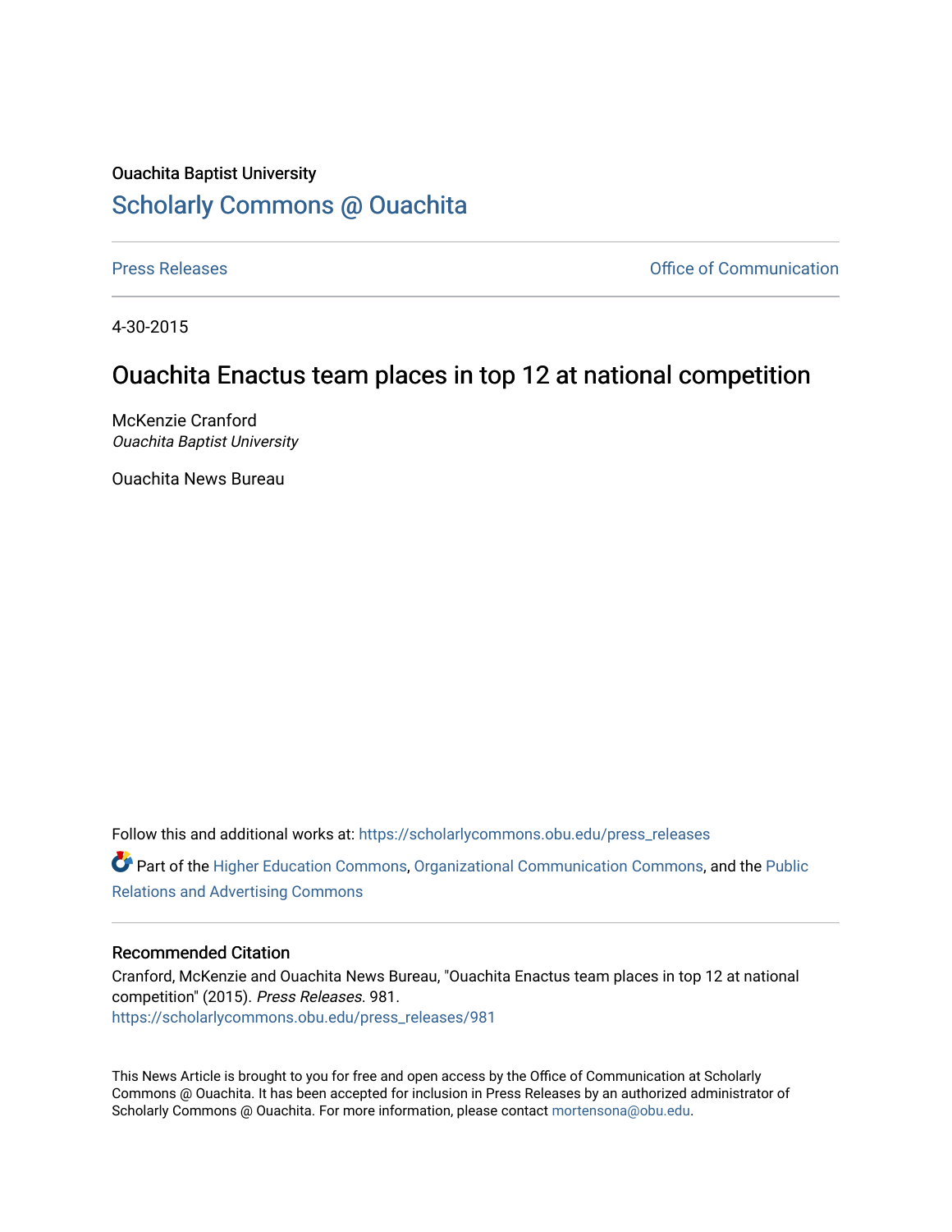Ouachita Baptist University

# Scholarly Commons @ Ouachita

Press Releases | Office of Communication

4-30-2015

## Ouachita Enactus team places in top 12 at national competition

McKenzie Cranford
*Ouachita Baptist University*

Ouachita News Bureau

Follow this and additional works at: https://scholarlycommons.obu.edu/press_releases

Part of the Higher Education Commons, Organizational Communication Commons, and the Public Relations and Advertising Commons

### Recommended Citation

Cranford, McKenzie and Ouachita News Bureau, "Ouachita Enactus team places in top 12 at national competition" (2015). *Press Releases*. 981.
https://scholarlycommons.obu.edu/press_releases/981

This News Article is brought to you for free and open access by the Office of Communication at Scholarly Commons @ Ouachita. It has been accepted for inclusion in Press Releases by an authorized administrator of Scholarly Commons @ Ouachita. For more information, please contact mortensona@obu.edu.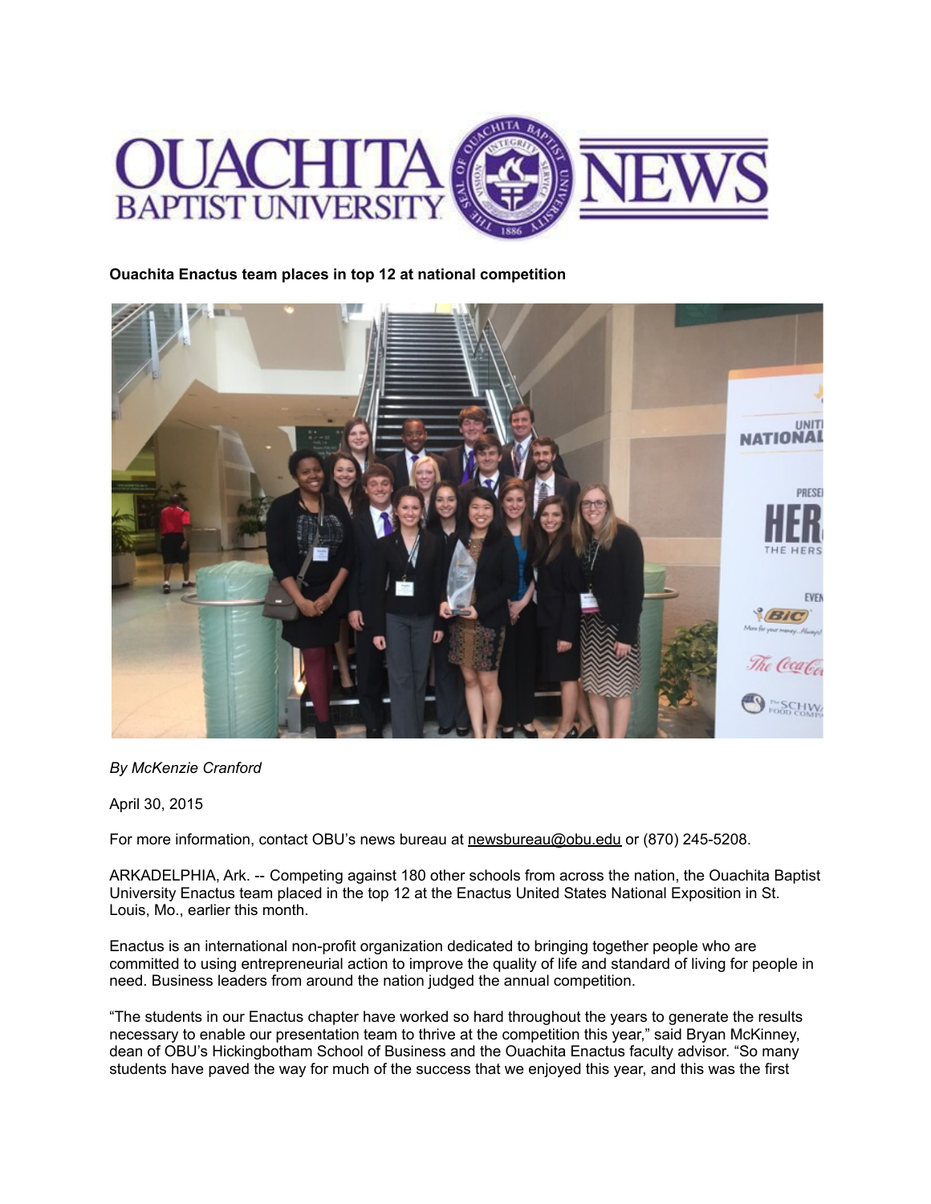**Ouachita Enactus team places in top 12 at national competition**

*By McKenzie Cranford*

April 30, 2015

For more information, contact OBU's news bureau at newsbureau@obu.edu or (870) 245-5208.

ARKADELPHIA, Ark. -- Competing against 180 other schools from across the nation, the Ouachita Baptist University Enactus team placed in the top 12 at the Enactus United States National Exposition in St. Louis, Mo., earlier this month.

Enactus is an international non-profit organization dedicated to bringing together people who are committed to using entrepreneurial action to improve the quality of life and standard of living for people in need. Business leaders from around the nation judged the annual competition.

"The students in our Enactus chapter have worked so hard throughout the years to generate the results necessary to enable our presentation team to thrive at the competition this year," said Bryan McKinney, dean of OBU's Hickingbotham School of Business and the Ouachita Enactus faculty advisor. "So many students have paved the way for much of the success that we enjoyed this year, and this was the first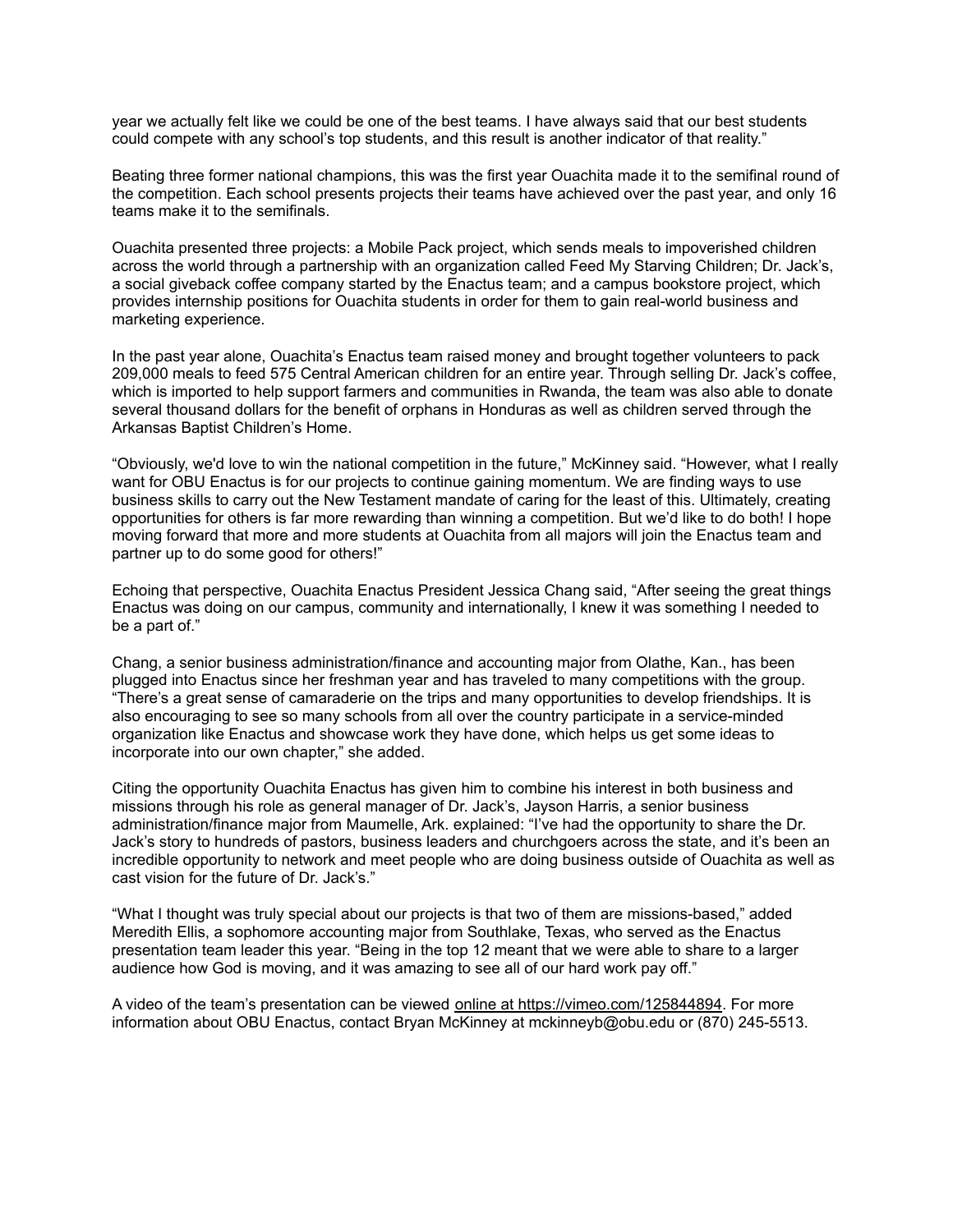year we actually felt like we could be one of the best teams. I have always said that our best students could compete with any school's top students, and this result is another indicator of that reality."

Beating three former national champions, this was the first year Ouachita made it to the semifinal round of the competition. Each school presents projects their teams have achieved over the past year, and only 16 teams make it to the semifinals.

Ouachita presented three projects: a Mobile Pack project, which sends meals to impoverished children across the world through a partnership with an organization called Feed My Starving Children; Dr. Jack's, a social giveback coffee company started by the Enactus team; and a campus bookstore project, which provides internship positions for Ouachita students in order for them to gain real-world business and marketing experience.

In the past year alone, Ouachita's Enactus team raised money and brought together volunteers to pack 209,000 meals to feed 575 Central American children for an entire year. Through selling Dr. Jack's coffee, which is imported to help support farmers and communities in Rwanda, the team was also able to donate several thousand dollars for the benefit of orphans in Honduras as well as children served through the Arkansas Baptist Children's Home.

"Obviously, we'd love to win the national competition in the future," McKinney said. "However, what I really want for OBU Enactus is for our projects to continue gaining momentum. We are finding ways to use business skills to carry out the New Testament mandate of caring for the least of this. Ultimately, creating opportunities for others is far more rewarding than winning a competition. But we'd like to do both! I hope moving forward that more and more students at Ouachita from all majors will join the Enactus team and partner up to do some good for others!"

Echoing that perspective, Ouachita Enactus President Jessica Chang said, "After seeing the great things Enactus was doing on our campus, community and internationally, I knew it was something I needed to be a part of."

Chang, a senior business administration/finance and accounting major from Olathe, Kan., has been plugged into Enactus since her freshman year and has traveled to many competitions with the group. "There's a great sense of camaraderie on the trips and many opportunities to develop friendships. It is also encouraging to see so many schools from all over the country participate in a service-minded organization like Enactus and showcase work they have done, which helps us get some ideas to incorporate into our own chapter," she added.

Citing the opportunity Ouachita Enactus has given him to combine his interest in both business and missions through his role as general manager of Dr. Jack's, Jayson Harris, a senior business administration/finance major from Maumelle, Ark. explained: "I've had the opportunity to share the Dr. Jack's story to hundreds of pastors, business leaders and churchgoers across the state, and it's been an incredible opportunity to network and meet people who are doing business outside of Ouachita as well as cast vision for the future of Dr. Jack's."

"What I thought was truly special about our projects is that two of them are missions-based," added Meredith Ellis, a sophomore accounting major from Southlake, Texas, who served as the Enactus presentation team leader this year. "Being in the top 12 meant that we were able to share to a larger audience how God is moving, and it was amazing to see all of our hard work pay off."

A video of the team's presentation can be viewed online at https://vimeo.com/125844894. For more information about OBU Enactus, contact Bryan McKinney at mckinneyb@obu.edu or (870) 245-5513.